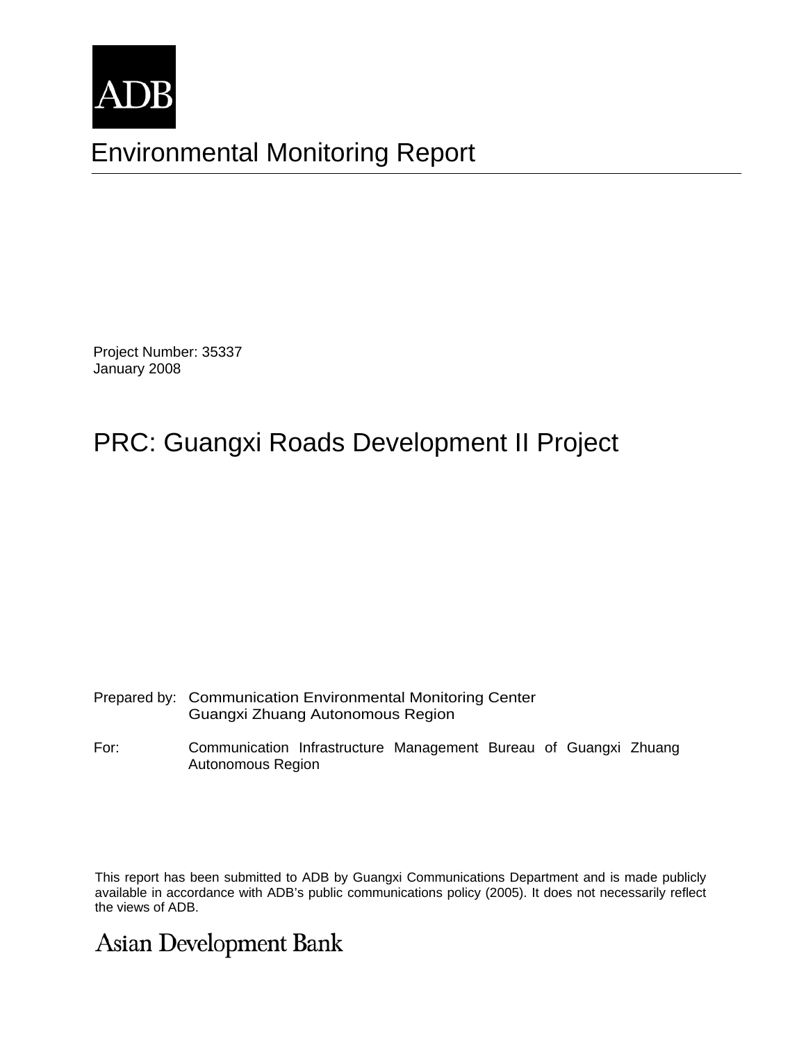ADB

# Environmental Monitoring Report

Project Number: 35337
January 2008

# PRC: Guangxi Roads Development II Project

Prepared by: Communication Environmental Monitoring Center
Guangxi Zhuang Autonomous Region

For: Communication Infrastructure Management Bureau of Guangxi Zhuang Autonomous Region

This report has been submitted to ADB by Guangxi Communications Department and is made publicly available in accordance with ADB's public communications policy (2005). It does not necessarily reflect the views of ADB.

Asian Development Bank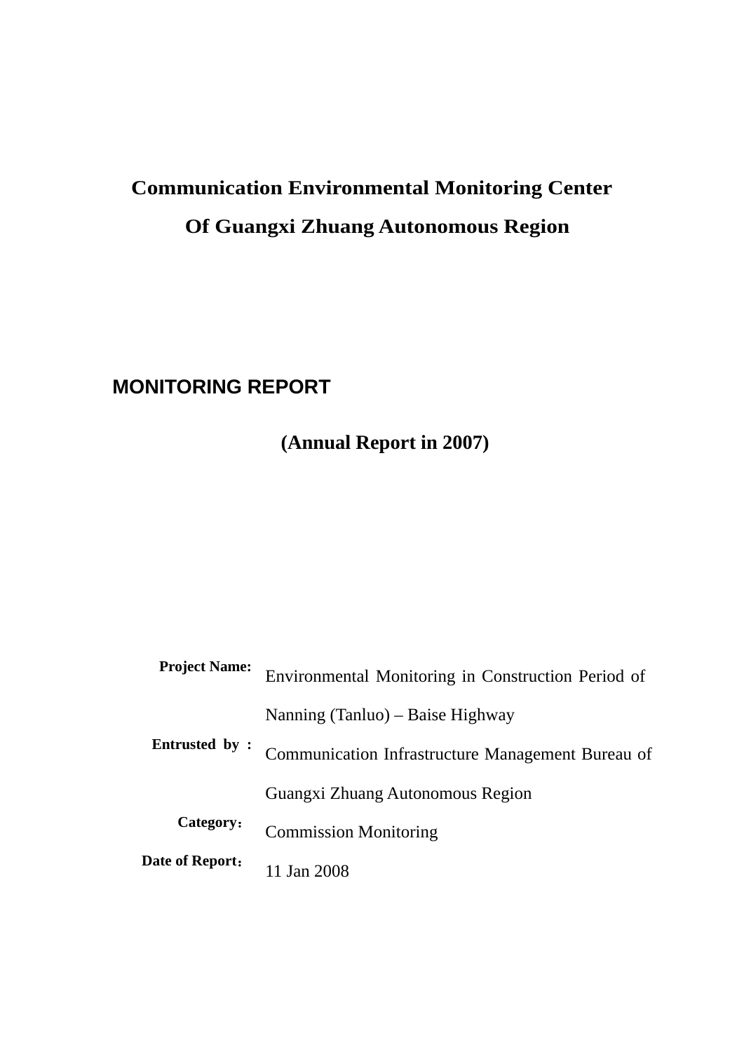# Communication Environmental Monitoring Center Of Guangxi Zhuang Autonomous Region

## MONITORING REPORT

**(Annual Report in 2007)**

**Project Name:** Environmental Monitoring in Construction Period of Nanning (Tanluo) – Baise Highway

**Entrusted by :** Communication Infrastructure Management Bureau of Guangxi Zhuang Autonomous Region

**Category：** Commission Monitoring

**Date of Report：** 11 Jan 2008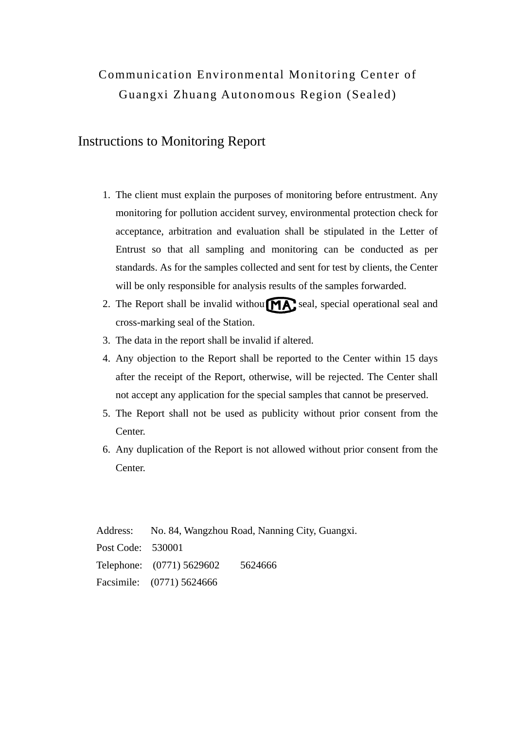Communication Environmental Monitoring Center of Guangxi Zhuang Autonomous Region (Sealed)

## Instructions to Monitoring Report

1. The client must explain the purposes of monitoring before entrustment. Any monitoring for pollution accident survey, environmental protection check for acceptance, arbitration and evaluation shall be stipulated in the Letter of Entrust so that all sampling and monitoring can be conducted as per standards. As for the samples collected and sent for test by clients, the Center will be only responsible for analysis results of the samples forwarded.
2. The Report shall be invalid without CMA seal, special operational seal and cross-marking seal of the Station.
3. The data in the report shall be invalid if altered.
4. Any objection to the Report shall be reported to the Center within 15 days after the receipt of the Report, otherwise, will be rejected. The Center shall not accept any application for the special samples that cannot be preserved.
5. The Report shall not be used as publicity without prior consent from the Center.
6. Any duplication of the Report is not allowed without prior consent from the Center.

Address: No. 84, Wangzhou Road, Nanning City, Guangxi.
Post Code: 530001
Telephone: (0771) 5629602 5624666
Facsimile: (0771) 5624666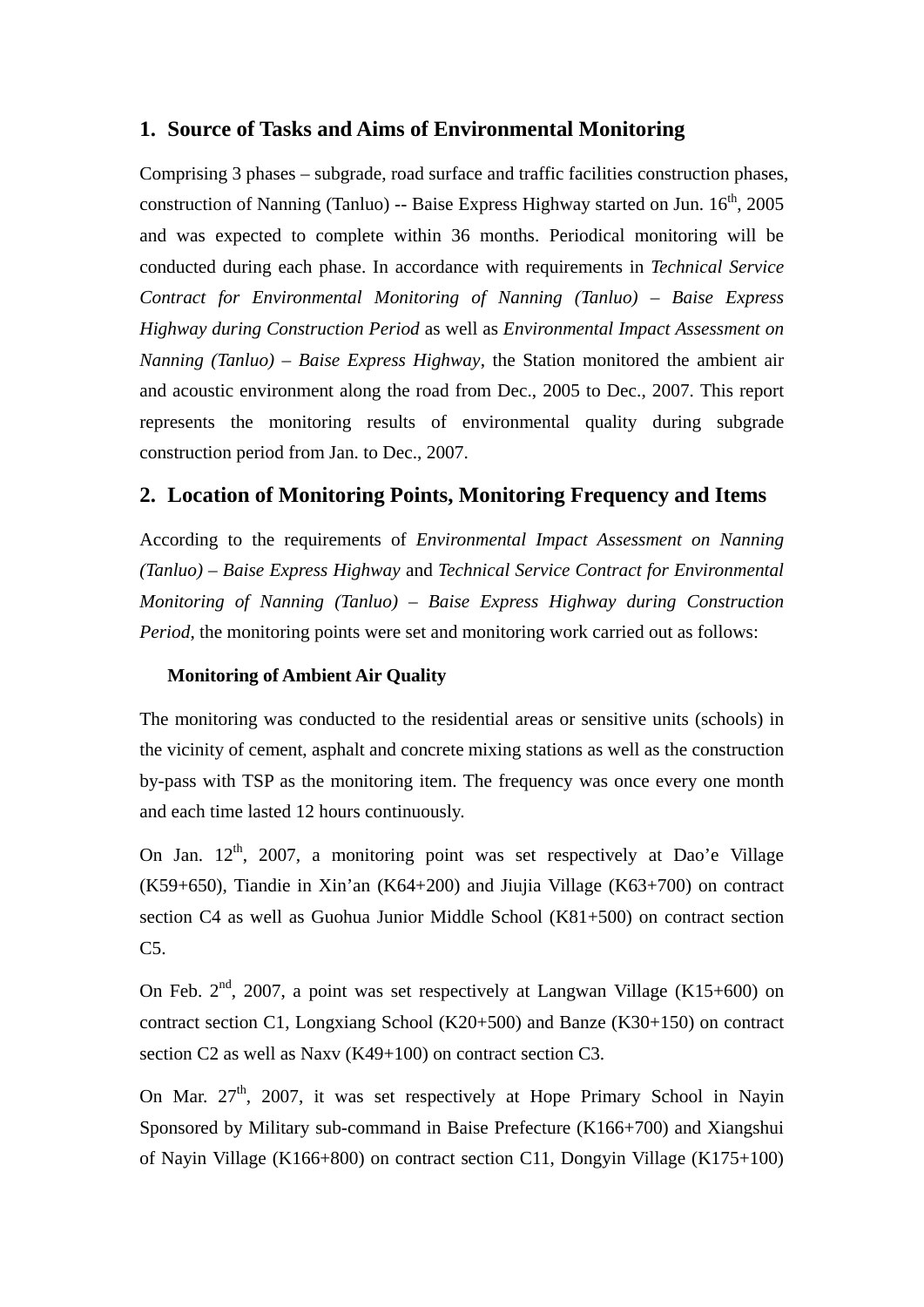## 1. Source of Tasks and Aims of Environmental Monitoring

Comprising 3 phases – subgrade, road surface and traffic facilities construction phases, construction of Nanning (Tanluo) -- Baise Express Highway started on Jun. 16th, 2005 and was expected to complete within 36 months. Periodical monitoring will be conducted during each phase. In accordance with requirements in *Technical Service Contract for Environmental Monitoring of Nanning (Tanluo) – Baise Express Highway during Construction Period* as well as *Environmental Impact Assessment on Nanning (Tanluo) – Baise Express Highway*, the Station monitored the ambient air and acoustic environment along the road from Dec., 2005 to Dec., 2007. This report represents the monitoring results of environmental quality during subgrade construction period from Jan. to Dec., 2007.

## 2. Location of Monitoring Points, Monitoring Frequency and Items

According to the requirements of *Environmental Impact Assessment on Nanning (Tanluo) – Baise Express Highway* and *Technical Service Contract for Environmental Monitoring of Nanning (Tanluo) – Baise Express Highway during Construction Period*, the monitoring points were set and monitoring work carried out as follows:

**Monitoring of Ambient Air Quality**

The monitoring was conducted to the residential areas or sensitive units (schools) in the vicinity of cement, asphalt and concrete mixing stations as well as the construction by-pass with TSP as the monitoring item. The frequency was once every one month and each time lasted 12 hours continuously.

On Jan. 12th, 2007, a monitoring point was set respectively at Dao'e Village (K59+650), Tiandie in Xin'an (K64+200) and Jiujia Village (K63+700) on contract section C4 as well as Guohua Junior Middle School (K81+500) on contract section C5.

On Feb. 2nd, 2007, a point was set respectively at Langwan Village (K15+600) on contract section C1, Longxiang School (K20+500) and Banze (K30+150) on contract section C2 as well as Naxv (K49+100) on contract section C3.

On Mar. 27th, 2007, it was set respectively at Hope Primary School in Nayin Sponsored by Military sub-command in Baise Prefecture (K166+700) and Xiangshui of Nayin Village (K166+800) on contract section C11, Dongyin Village (K175+100)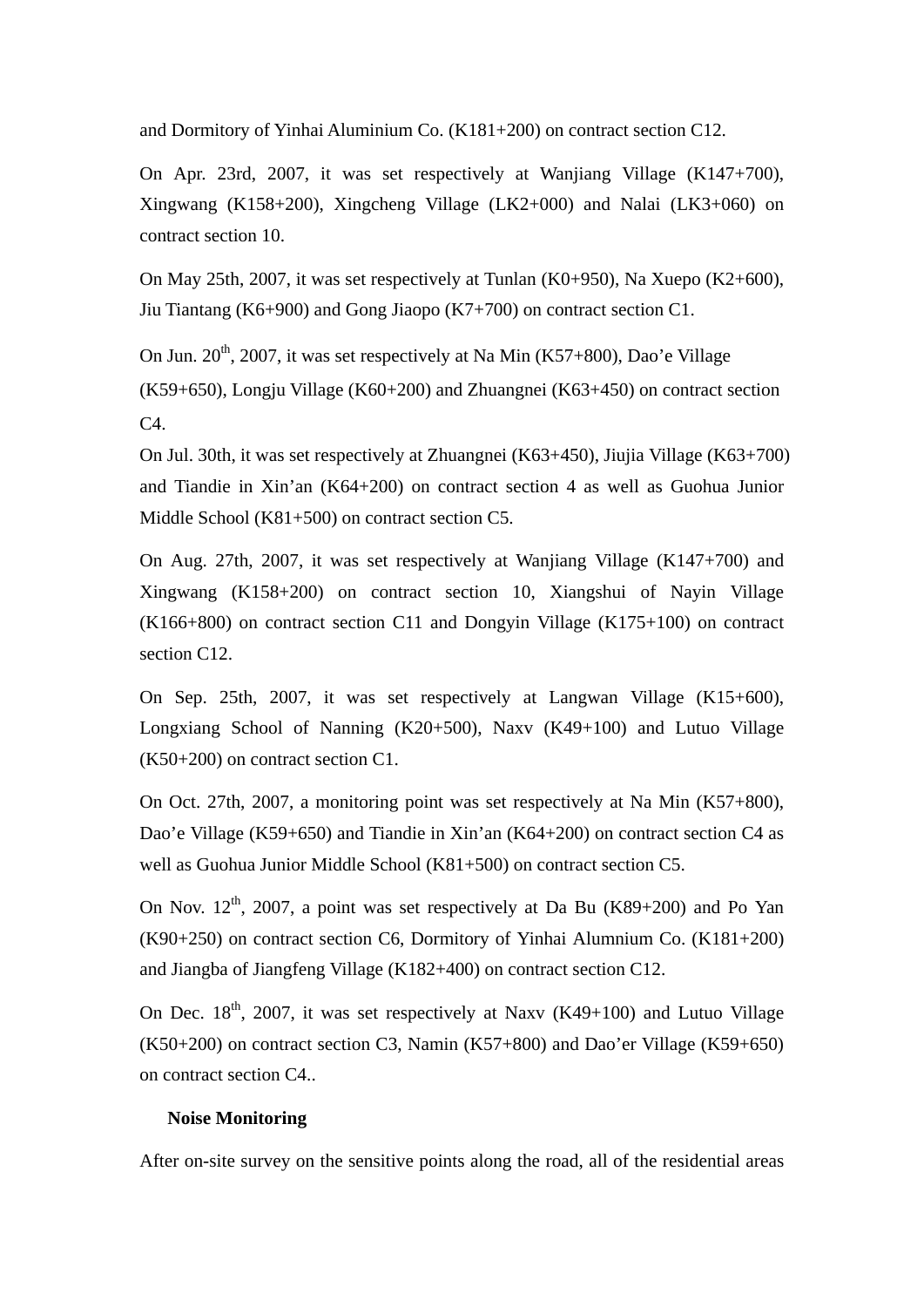and Dormitory of Yinhai Aluminium Co. (K181+200) on contract section C12.

On Apr. 23rd, 2007, it was set respectively at Wanjiang Village (K147+700), Xingwang (K158+200), Xingcheng Village (LK2+000) and Nalai (LK3+060) on contract section 10.

On May 25th, 2007, it was set respectively at Tunlan (K0+950), Na Xuepo (K2+600), Jiu Tiantang (K6+900) and Gong Jiaopo (K7+700) on contract section C1.

On Jun. 20th, 2007, it was set respectively at Na Min (K57+800), Dao'e Village (K59+650), Longju Village (K60+200) and Zhuangnei (K63+450) on contract section C4.

On Jul. 30th, it was set respectively at Zhuangnei (K63+450), Jiujia Village (K63+700) and Tiandie in Xin'an (K64+200) on contract section 4 as well as Guohua Junior Middle School (K81+500) on contract section C5.

On Aug. 27th, 2007, it was set respectively at Wanjiang Village (K147+700) and Xingwang (K158+200) on contract section 10, Xiangshui of Nayin Village (K166+800) on contract section C11 and Dongyin Village (K175+100) on contract section C12.

On Sep. 25th, 2007, it was set respectively at Langwan Village (K15+600), Longxiang School of Nanning (K20+500), Naxv (K49+100) and Lutuo Village (K50+200) on contract section C1.

On Oct. 27th, 2007, a monitoring point was set respectively at Na Min (K57+800), Dao'e Village (K59+650) and Tiandie in Xin'an (K64+200) on contract section C4 as well as Guohua Junior Middle School (K81+500) on contract section C5.

On Nov. 12th, 2007, a point was set respectively at Da Bu (K89+200) and Po Yan (K90+250) on contract section C6, Dormitory of Yinhai Alumnium Co. (K181+200) and Jiangba of Jiangfeng Village (K182+400) on contract section C12.

On Dec. 18th, 2007, it was set respectively at Naxv (K49+100) and Lutuo Village (K50+200) on contract section C3, Namin (K57+800) and Dao'er Village (K59+650) on contract section C4..

**Noise Monitoring**

After on-site survey on the sensitive points along the road, all of the residential areas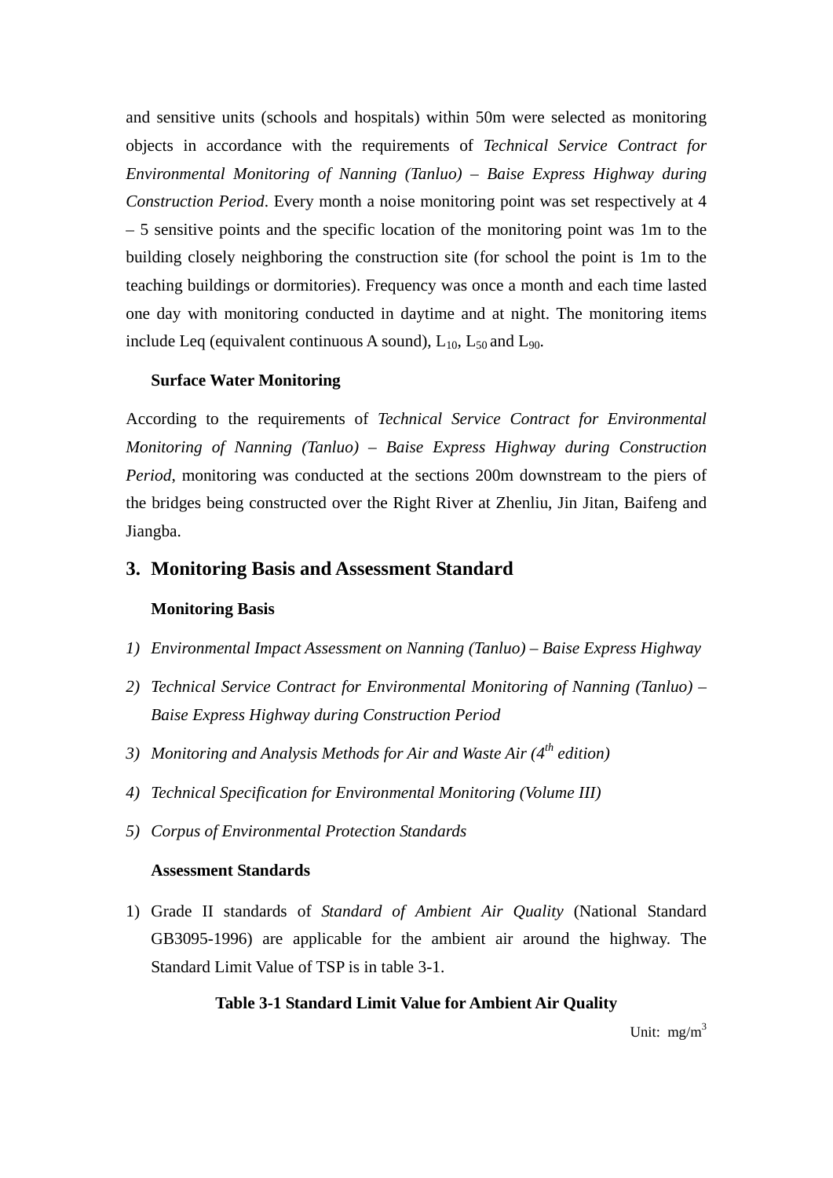and sensitive units (schools and hospitals) within 50m were selected as monitoring objects in accordance with the requirements of *Technical Service Contract for Environmental Monitoring of Nanning (Tanluo) – Baise Express Highway during Construction Period*. Every month a noise monitoring point was set respectively at 4 – 5 sensitive points and the specific location of the monitoring point was 1m to the building closely neighboring the construction site (for school the point is 1m to the teaching buildings or dormitories). Frequency was once a month and each time lasted one day with monitoring conducted in daytime and at night. The monitoring items include Leq (equivalent continuous A sound), $L_{10}$, $L_{50}$ and $L_{90}$.

**Surface Water Monitoring**

According to the requirements of *Technical Service Contract for Environmental Monitoring of Nanning (Tanluo) – Baise Express Highway during Construction Period*, monitoring was conducted at the sections 200m downstream to the piers of the bridges being constructed over the Right River at Zhenliu, Jin Jitan, Baifeng and Jiangba.

## 3. Monitoring Basis and Assessment Standard

**Monitoring Basis**

1) *Environmental Impact Assessment on Nanning (Tanluo) – Baise Express Highway*
2) *Technical Service Contract for Environmental Monitoring of Nanning (Tanluo) – Baise Express Highway during Construction Period*
3) *Monitoring and Analysis Methods for Air and Waste Air (4$^{th}$ edition)*
4) *Technical Specification for Environmental Monitoring (Volume III)*
5) *Corpus of Environmental Protection Standards*

**Assessment Standards**

1) Grade II standards of *Standard of Ambient Air Quality* (National Standard GB3095-1996) are applicable for the ambient air around the highway. The Standard Limit Value of TSP is in table 3-1.

**Table 3-1 Standard Limit Value for Ambient Air Quality**

Unit: mg/m$^3$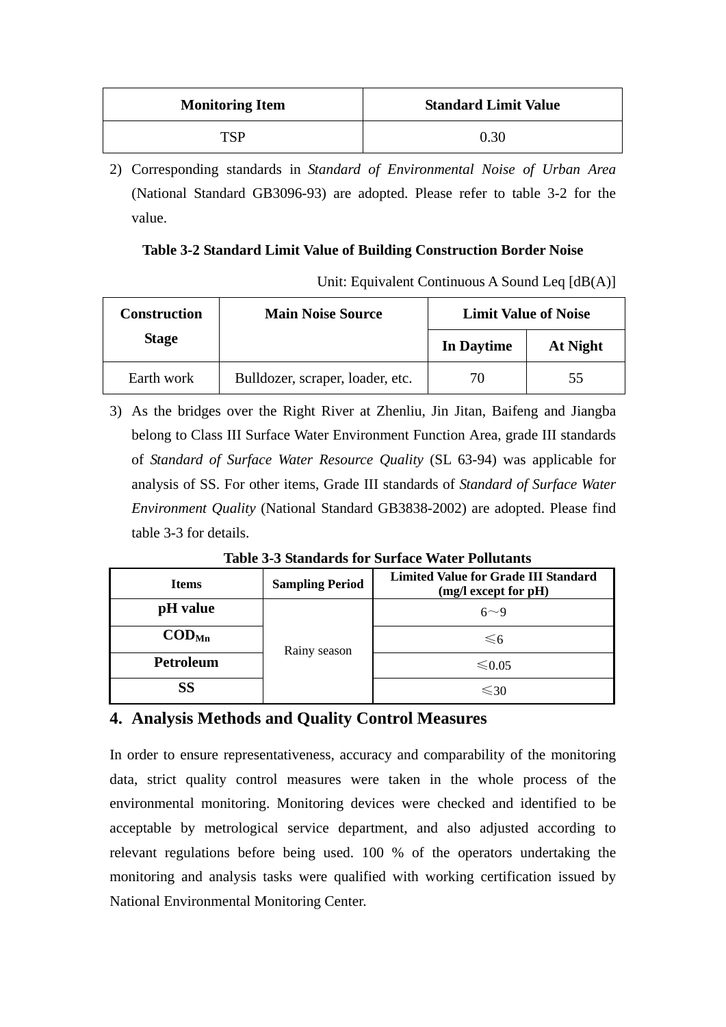| Monitoring Item | Standard Limit Value |
|---|---|
| TSP | 0.30 |

2) Corresponding standards in *Standard of Environmental Noise of Urban Area* (National Standard GB3096-93) are adopted. Please refer to table 3-2 for the value.

**Table 3-2 Standard Limit Value of Building Construction Border Noise**

Unit: Equivalent Continuous A Sound Leq [dB(A)]

| Construction Stage | Main Noise Source | Limit Value of Noise | |
|---|---|---|---|
| | | In Daytime | At Night |
| Earth work | Bulldozer, scraper, loader, etc. | 70 | 55 |

3) As the bridges over the Right River at Zhenliu, Jin Jitan, Baifeng and Jiangba belong to Class III Surface Water Environment Function Area, grade III standards of *Standard of Surface Water Resource Quality* (SL 63-94) was applicable for analysis of SS. For other items, Grade III standards of *Standard of Surface Water Environment Quality* (National Standard GB3838-2002) are adopted. Please find table 3-3 for details.

**Table 3-3 Standards for Surface Water Pollutants**

| Items | Sampling Period | Limited Value for Grade III Standard (mg/l except for pH) |
|---|---|---|
| pH value | Rainy season | 6～9 |
| $COD_{Mn}$ | | ≤6 |
| Petroleum | | ≤0.05 |
| SS | | ≤30 |

## 4. Analysis Methods and Quality Control Measures

In order to ensure representativeness, accuracy and comparability of the monitoring data, strict quality control measures were taken in the whole process of the environmental monitoring. Monitoring devices were checked and identified to be acceptable by metrological service department, and also adjusted according to relevant regulations before being used. 100 % of the operators undertaking the monitoring and analysis tasks were qualified with working certification issued by National Environmental Monitoring Center.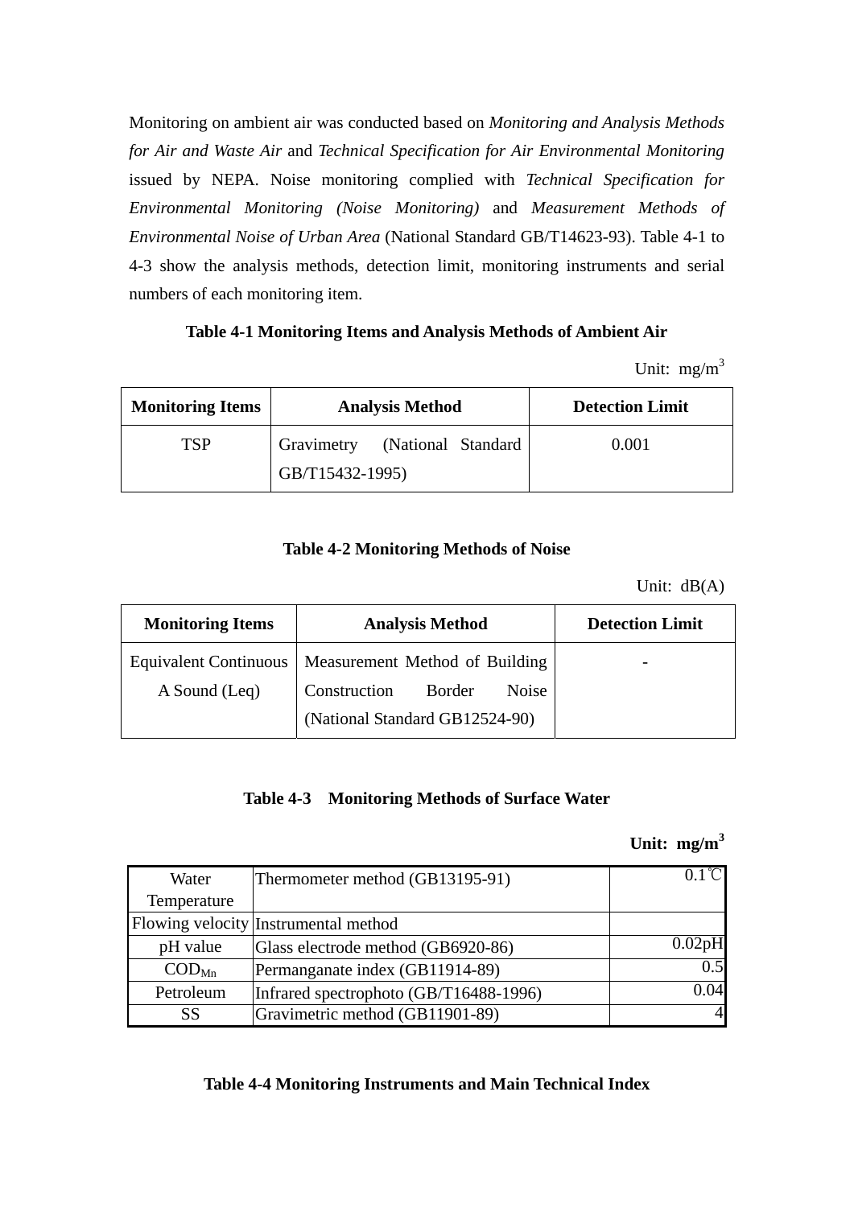Monitoring on ambient air was conducted based on *Monitoring and Analysis Methods for Air and Waste Air* and *Technical Specification for Air Environmental Monitoring* issued by NEPA. Noise monitoring complied with *Technical Specification for Environmental Monitoring (Noise Monitoring)* and *Measurement Methods of Environmental Noise of Urban Area* (National Standard GB/T14623-93). Table 4-1 to 4-3 show the analysis methods, detection limit, monitoring instruments and serial numbers of each monitoring item.

**Table 4-1 Monitoring Items and Analysis Methods of Ambient Air**

Unit: $mg/m^3$

| Monitoring Items | Analysis Method | Detection Limit |
|---|---|---|
| TSP | Gravimetry (National Standard GB/T15432-1995) | 0.001 |

**Table 4-2 Monitoring Methods of Noise**

Unit: dB(A)

| Monitoring Items | Analysis Method | Detection Limit |
|---|---|---|
| Equivalent Continuous A Sound (Leq) | Measurement Method of Building Construction Border Noise (National Standard GB12524-90) | - |

**Table 4-3 Monitoring Methods of Surface Water**

**Unit: $mg/m^3$**

| | | |
|---|---|---|
| Water Temperature | Thermometer method (GB13195-91) | 0.1℃ |
| Flowing velocity | Instrumental method | |
| pH value | Glass electrode method (GB6920-86) | 0.02pH |
| $COD_{Mn}$ | Permanganate index (GB11914-89) | 0.5 |
| Petroleum | Infrared spectrophoto (GB/T16488-1996) | 0.04 |
| SS | Gravimetric method (GB11901-89) | 4 |

**Table 4-4 Monitoring Instruments and Main Technical Index**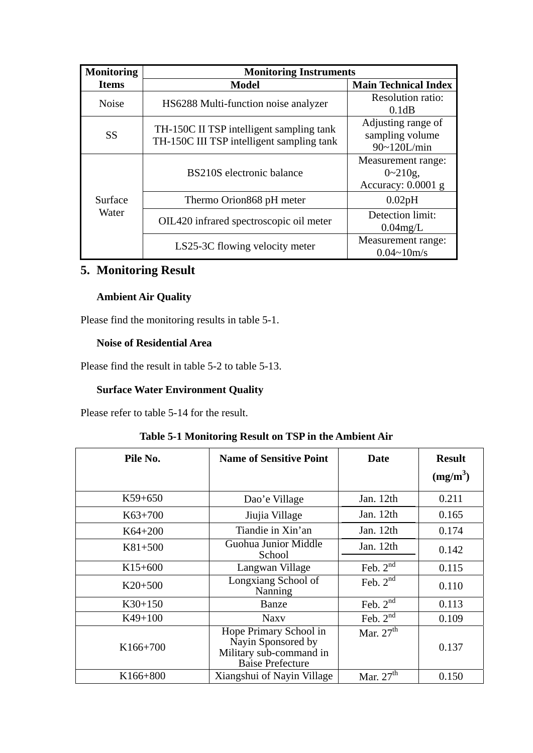| Monitoring Items | Monitoring Instruments | |
|---|---|---|
| | Model | Main Technical Index |
| Noise | HS6288 Multi-function noise analyzer | Resolution ratio: 0.1dB |
| SS | TH-150C II TSP intelligent sampling tank TH-150C III TSP intelligent sampling tank | Adjusting range of sampling volume 90~120L/min |
| Surface Water | BS210S electronic balance | Measurement range: 0~210g, Accuracy: 0.0001 g |
| | Thermo Orion868 pH meter | 0.02pH |
| | OIL420 infrared spectroscopic oil meter | Detection limit: 0.04mg/L |
| | LS25-3C flowing velocity meter | Measurement range: 0.04~10m/s |

## 5. Monitoring Result

**Ambient Air Quality**

Please find the monitoring results in table 5-1.

**Noise of Residential Area**

Please find the result in table 5-2 to table 5-13.

**Surface Water Environment Quality**

Please refer to table 5-14 for the result.

**Table 5-1 Monitoring Result on TSP in the Ambient Air**

| Pile No. | Name of Sensitive Point | Date | Result ($mg/m^3$) |
|---|---|---|---|
| K59+650 | Dao'e Village | Jan. 12th | 0.211 |
| K63+700 | Jiujia Village | Jan. 12th | 0.165 |
| K64+200 | Tiandie in Xin'an | Jan. 12th | 0.174 |
| K81+500 | Guohua Junior Middle School | Jan. 12th | 0.142 |
| K15+600 | Langwan Village | Feb. 2nd | 0.115 |
| K20+500 | Longxiang School of Nanning | Feb. 2nd | 0.110 |
| K30+150 | Banze | Feb. 2nd | 0.113 |
| K49+100 | Naxv | Feb. 2nd | 0.109 |
| K166+700 | Hope Primary School in Nayin Sponsored by Military sub-command in Baise Prefecture | Mar. 27th | 0.137 |
| K166+800 | Xiangshui of Nayin Village | Mar. 27th | 0.150 |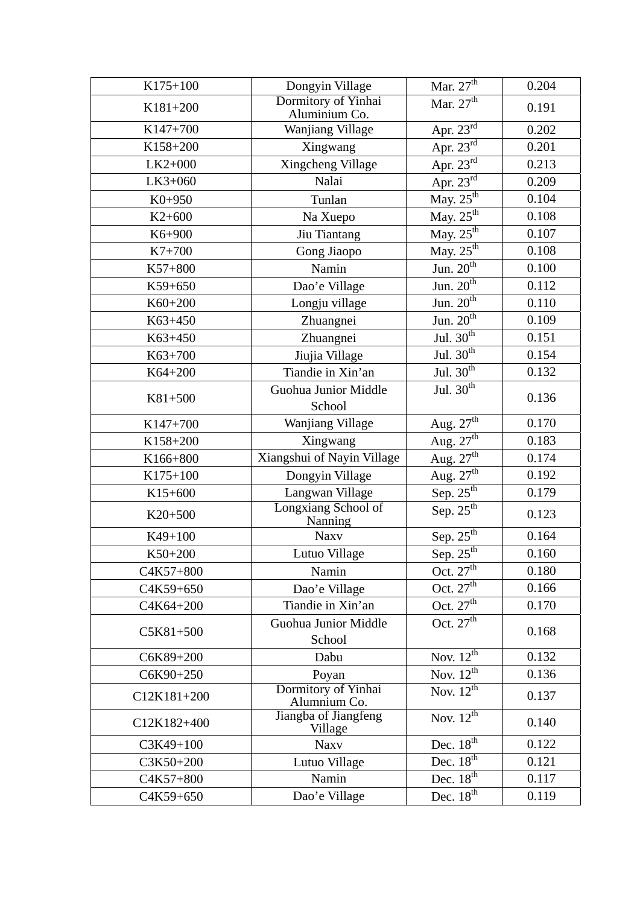| K175+100 | Dongyin Village | Mar. 27th | 0.204 |
|---|---|---|---|
| K181+200 | Dormitory of Yinhai Aluminium Co. | Mar. 27th | 0.191 |
| K147+700 | Wanjiang Village | Apr. 23rd | 0.202 |
| K158+200 | Xingwang | Apr. 23rd | 0.201 |
| LK2+000 | Xingcheng Village | Apr. 23rd | 0.213 |
| LK3+060 | Nalai | Apr. 23rd | 0.209 |
| K0+950 | Tunlan | May. 25th | 0.104 |
| K2+600 | Na Xuepo | May. 25th | 0.108 |
| K6+900 | Jiu Tiantang | May. 25th | 0.107 |
| K7+700 | Gong Jiaopo | May. 25th | 0.108 |
| K57+800 | Namin | Jun. 20th | 0.100 |
| K59+650 | Dao'e Village | Jun. 20th | 0.112 |
| K60+200 | Longju village | Jun. 20th | 0.110 |
| K63+450 | Zhuangnei | Jun. 20th | 0.109 |
| K63+450 | Zhuangnei | Jul. 30th | 0.151 |
| K63+700 | Jiujia Village | Jul. 30th | 0.154 |
| K64+200 | Tiandie in Xin'an | Jul. 30th | 0.132 |
| K81+500 | Guohua Junior Middle School | Jul. 30th | 0.136 |
| K147+700 | Wanjiang Village | Aug. 27th | 0.170 |
| K158+200 | Xingwang | Aug. 27th | 0.183 |
| K166+800 | Xiangshui of Nayin Village | Aug. 27th | 0.174 |
| K175+100 | Dongyin Village | Aug. 27th | 0.192 |
| K15+600 | Langwan Village | Sep. 25th | 0.179 |
| K20+500 | Longxiang School of Nanning | Sep. 25th | 0.123 |
| K49+100 | Naxv | Sep. 25th | 0.164 |
| K50+200 | Lutuo Village | Sep. 25th | 0.160 |
| C4K57+800 | Namin | Oct. 27th | 0.180 |
| C4K59+650 | Dao'e Village | Oct. 27th | 0.166 |
| C4K64+200 | Tiandie in Xin'an | Oct. 27th | 0.170 |
| C5K81+500 | Guohua Junior Middle School | Oct. 27th | 0.168 |
| C6K89+200 | Dabu | Nov. 12th | 0.132 |
| C6K90+250 | Poyan | Nov. 12th | 0.136 |
| C12K181+200 | Dormitory of Yinhai Alumnium Co. | Nov. 12th | 0.137 |
| C12K182+400 | Jiangba of Jiangfeng Village | Nov. 12th | 0.140 |
| C3K49+100 | Naxv | Dec. 18th | 0.122 |
| C3K50+200 | Lutuo Village | Dec. 18th | 0.121 |
| C4K57+800 | Namin | Dec. 18th | 0.117 |
| C4K59+650 | Dao'e Village | Dec. 18th | 0.119 |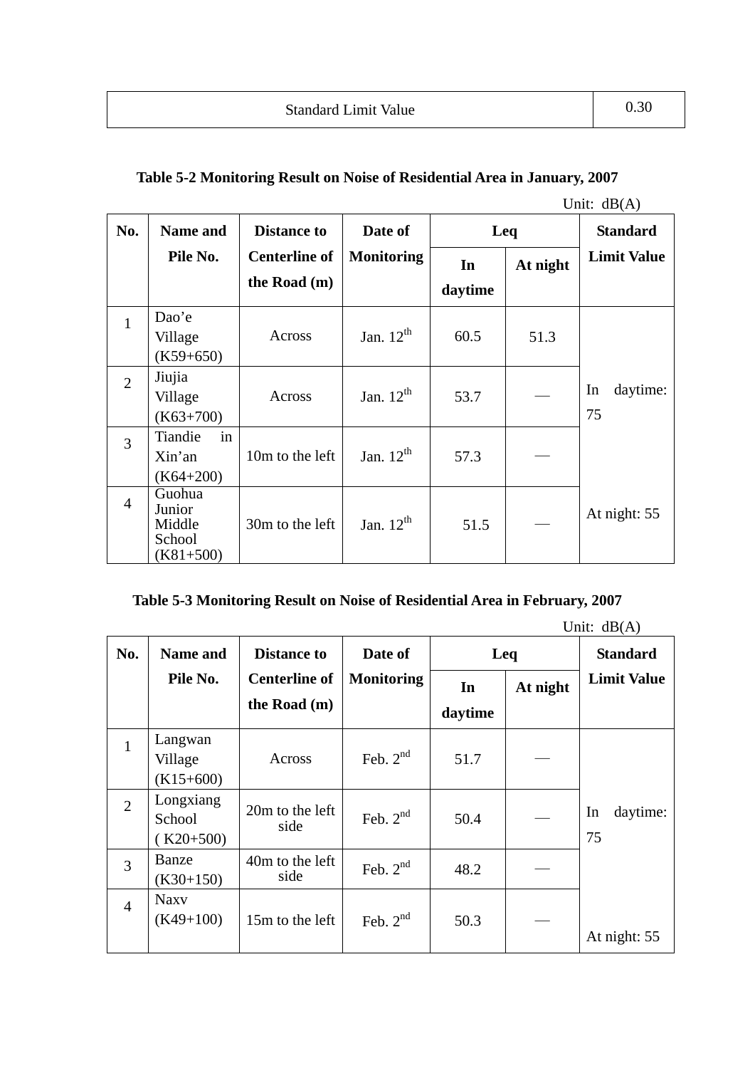| Standard Limit Value | 0.30 |
|---|---|

**Table 5-2 Monitoring Result on Noise of Residential Area in January, 2007**

Unit: dB(A)

| No. | Name and Pile No. | Distance to Centerline of the Road (m) | Date of Monitoring | Leq | | Standard Limit Value |
|---|---|---|---|---|---|---|
| | | | | In daytime | At night | |
| 1 | Dao'e Village (K59+650) | Across | Jan. 12th | 60.5 | 51.3 | In daytime: 75<br>At night: 55 |
| 2 | Jiujia Village (K63+700) | Across | Jan. 12th | 53.7 | — | |
| 3 | Tiandie in Xin'an (K64+200) | 10m to the left | Jan. 12th | 57.3 | — | |
| 4 | Guohua Junior Middle School (K81+500) | 30m to the left | Jan. 12th | 51.5 | — | |

**Table 5-3 Monitoring Result on Noise of Residential Area in February, 2007**

Unit: dB(A)

| No. | Name and Pile No. | Distance to Centerline of the Road (m) | Date of Monitoring | Leq | | Standard Limit Value |
|---|---|---|---|---|---|---|
| | | | | In daytime | At night | |
| 1 | Langwan Village (K15+600) | Across | Feb. 2nd | 51.7 | — | In daytime: 75<br>At night: 55 |
| 2 | Longxiang School ( K20+500) | 20m to the left side | Feb. 2nd | 50.4 | — | |
| 3 | Banze (K30+150) | 40m to the left side | Feb. 2nd | 48.2 | — | |
| 4 | Naxv (K49+100) | 15m to the left | Feb. 2nd | 50.3 | — | |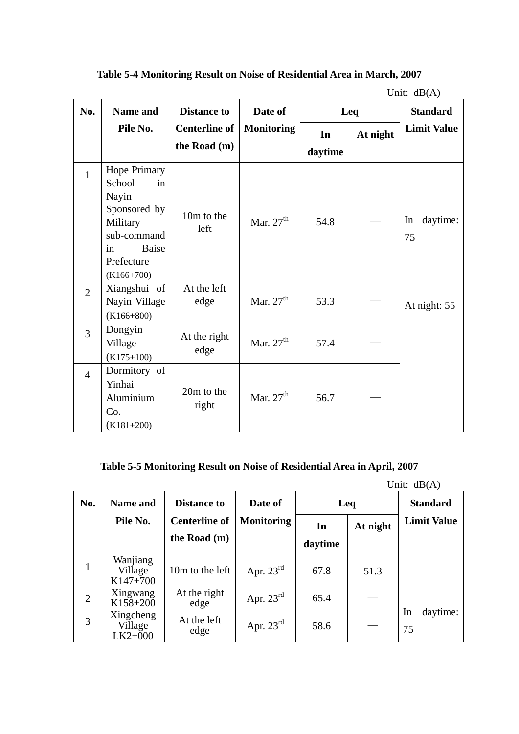**Table 5-4 Monitoring Result on Noise of Residential Area in March, 2007**

Unit: dB(A)

| No. | Name and Pile No. | Distance to Centerline of the Road (m) | Date of Monitoring | Leq | | Standard Limit Value |
|---|---|---|---|---|---|---|
| | | | | In daytime | At night | |
| 1 | Hope Primary School in Nayin Sponsored by Military sub-command in Baise Prefecture (K166+700) | 10m to the left | Mar. 27th | 54.8 | — | In daytime: 75<br><br>At night: 55 |
| 2 | Xiangshui of Nayin Village (K166+800) | At the left edge | Mar. 27th | 53.3 | — | |
| 3 | Dongyin Village (K175+100) | At the right edge | Mar. 27th | 57.4 | — | |
| 4 | Dormitory of Yinhai Aluminium Co. (K181+200) | 20m to the right | Mar. 27th | 56.7 | — | |

**Table 5-5 Monitoring Result on Noise of Residential Area in April, 2007**

Unit: dB(A)

| No. | Name and Pile No. | Distance to Centerline of the Road (m) | Date of Monitoring | Leq | | Standard Limit Value |
|---|---|---|---|---|---|---|
| | | | | In daytime | At night | |
| 1 | Wanjiang Village K147+700 | 10m to the left | Apr. 23rd | 67.8 | 51.3 | In daytime: 75 |
| 2 | Xingwang K158+200 | At the right edge | Apr. 23rd | 65.4 | — | |
| 3 | Xingcheng Village LK2+000 | At the left edge | Apr. 23rd | 58.6 | — | |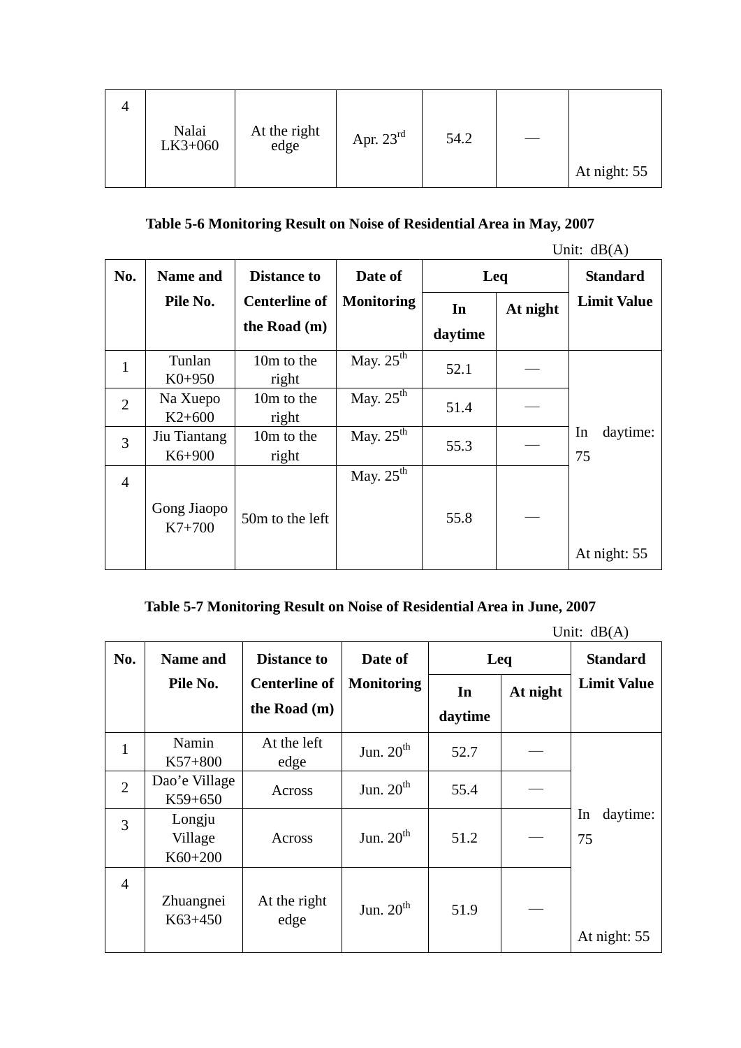| 4 | Nalai LK3+060 | At the right edge | Apr. 23rd | 54.2 | — | At night: 55 |
|---|---|---|---|---|---|---|

**Table 5-6 Monitoring Result on Noise of Residential Area in May, 2007**

Unit: dB(A)

| No. | Name and Pile No. | Distance to Centerline of the Road (m) | Date of Monitoring | Leq | | Standard Limit Value |
|---|---|---|---|---|---|---|
| | | | | In daytime | At night | |
| 1 | Tunlan K0+950 | 10m to the right | May. 25th | 52.1 | — | In daytime: 75<br>At night: 55 |
| 2 | Na Xuepo K2+600 | 10m to the right | May. 25th | 51.4 | — | |
| 3 | Jiu Tiantang K6+900 | 10m to the right | May. 25th | 55.3 | — | |
| 4 | Gong Jiaopo K7+700 | 50m to the left | May. 25th | 55.8 | — | |

**Table 5-7 Monitoring Result on Noise of Residential Area in June, 2007**

Unit: dB(A)

| No. | Name and Pile No. | Distance to Centerline of the Road (m) | Date of Monitoring | Leq | | Standard Limit Value |
|---|---|---|---|---|---|---|
| | | | | In daytime | At night | |
| 1 | Namin K57+800 | At the left edge | Jun. 20th | 52.7 | — | In daytime: 75<br>At night: 55 |
| 2 | Dao'e Village K59+650 | Across | Jun. 20th | 55.4 | — | |
| 3 | Longju Village K60+200 | Across | Jun. 20th | 51.2 | — | |
| 4 | Zhuangnei K63+450 | At the right edge | Jun. 20th | 51.9 | — | |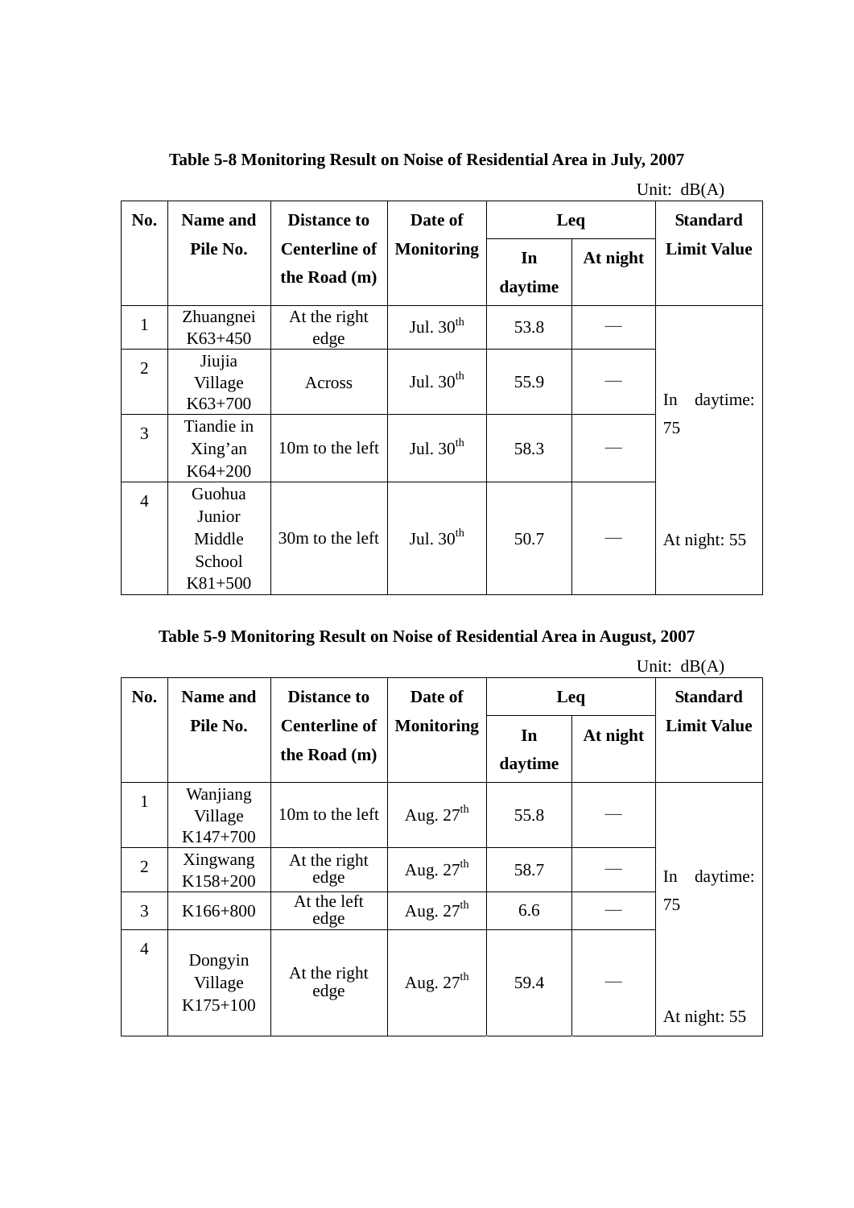**Table 5-8 Monitoring Result on Noise of Residential Area in July, 2007**

Unit: dB(A)

| No. | Name and Pile No. | Distance to Centerline of the Road (m) | Date of Monitoring | Leq | | Standard Limit Value |
|---|---|---|---|---|---|---|
| | | | | In daytime | At night | |
| 1 | Zhuangnei K63+450 | At the right edge | Jul. 30th | 53.8 | — | In daytime: 75<br>At night: 55 |
| 2 | Jiujia Village K63+700 | Across | Jul. 30th | 55.9 | — | |
| 3 | Tiandie in Xing'an K64+200 | 10m to the left | Jul. 30th | 58.3 | — | |
| 4 | Guohua Junior Middle School K81+500 | 30m to the left | Jul. 30th | 50.7 | — | |

**Table 5-9 Monitoring Result on Noise of Residential Area in August, 2007**

Unit: dB(A)

| No. | Name and Pile No. | Distance to Centerline of the Road (m) | Date of Monitoring | Leq | | Standard Limit Value |
|---|---|---|---|---|---|---|
| | | | | In daytime | At night | |
| 1 | Wanjiang Village K147+700 | 10m to the left | Aug. 27th | 55.8 | — | In daytime: 75<br>At night: 55 |
| 2 | Xingwang K158+200 | At the right edge | Aug. 27th | 58.7 | — | |
| 3 | K166+800 | At the left edge | Aug. 27th | 6.6 | — | |
| 4 | Dongyin Village K175+100 | At the right edge | Aug. 27th | 59.4 | — | |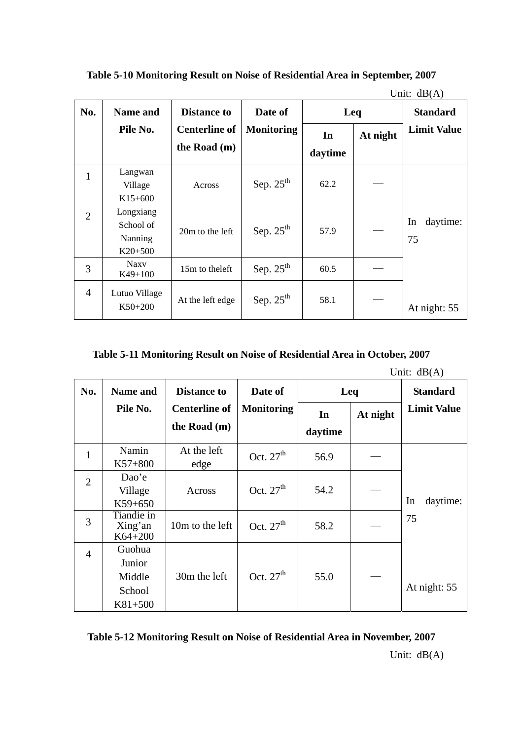**Table 5-10 Monitoring Result on Noise of Residential Area in September, 2007**

Unit: dB(A)

| No. | Name and Pile No. | Distance to Centerline of the Road (m) | Date of Monitoring | Leq | | Standard Limit Value |
|---|---|---|---|---|---|---|
| | | | | In daytime | At night | |
| 1 | Langwan Village K15+600 | Across | Sep. 25th | 62.2 | — | In daytime: 75 At night: 55 |
| 2 | Longxiang School of Nanning K20+500 | 20m to the left | Sep. 25th | 57.9 | — | |
| 3 | Naxv K49+100 | 15m to theleft | Sep. 25th | 60.5 | — | |
| 4 | Lutuo Village K50+200 | At the left edge | Sep. 25th | 58.1 | — | |

**Table 5-11 Monitoring Result on Noise of Residential Area in October, 2007**

Unit: dB(A)

| No. | Name and Pile No. | Distance to Centerline of the Road (m) | Date of Monitoring | Leq | | Standard Limit Value |
|---|---|---|---|---|---|---|
| | | | | In daytime | At night | |
| 1 | Namin K57+800 | At the left edge | Oct. 27th | 56.9 | — | In daytime: 75 At night: 55 |
| 2 | Dao'e Village K59+650 | Across | Oct. 27th | 54.2 | — | |
| 3 | Tiandie in Xing'an K64+200 | 10m to the left | Oct. 27th | 58.2 | — | |
| 4 | Guohua Junior Middle School K81+500 | 30m the left | Oct. 27th | 55.0 | — | |

**Table 5-12 Monitoring Result on Noise of Residential Area in November, 2007**

Unit: dB(A)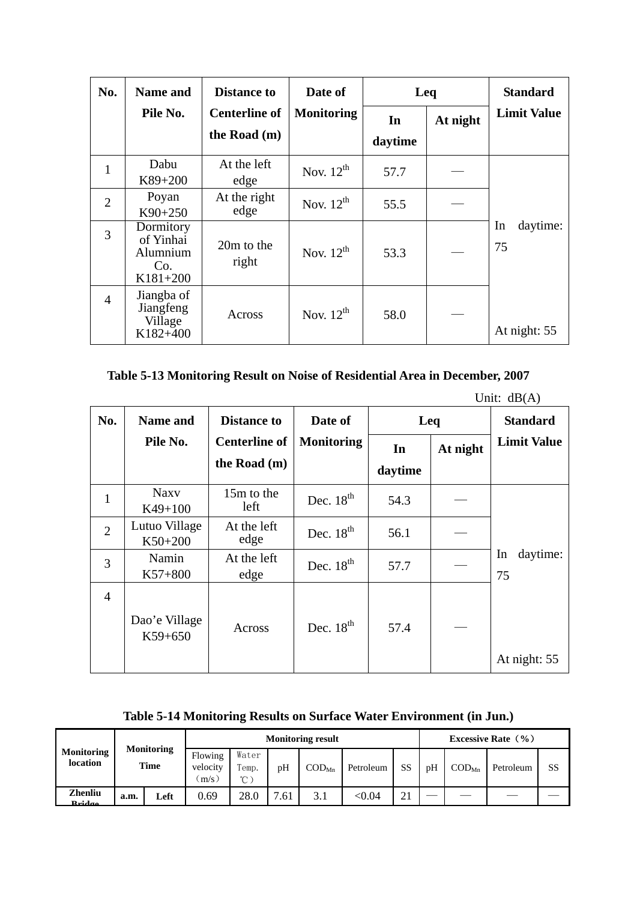| No. | Name and Pile No. | Distance to Centerline of the Road (m) | Date of Monitoring | Leq | | Standard Limit Value |
|---|---|---|---|---|---|---|
| | | | | In daytime | At night | |
| 1 | Dabu K89+200 | At the left edge | Nov. 12th | 57.7 | — | In daytime: 75<br><br>At night: 55 |
| 2 | Poyan K90+250 | At the right edge | Nov. 12th | 55.5 | — | |
| 3 | Dormitory of Yinhai Alumnium Co. K181+200 | 20m to the right | Nov. 12th | 53.3 | — | |
| 4 | Jiangba of Jiangfeng Village K182+400 | Across | Nov. 12th | 58.0 | — | |

**Table 5-13 Monitoring Result on Noise of Residential Area in December, 2007**

Unit: dB(A)

| No. | Name and Pile No. | Distance to Centerline of the Road (m) | Date of Monitoring | Leq | | Standard Limit Value |
|---|---|---|---|---|---|---|
| | | | | In daytime | At night | |
| 1 | Naxv K49+100 | 15m to the left | Dec. 18th | 54.3 | — | In daytime: 75<br><br>At night: 55 |
| 2 | Lutuo Village K50+200 | At the left edge | Dec. 18th | 56.1 | — | |
| 3 | Namin K57+800 | At the left edge | Dec. 18th | 57.7 | — | |
| 4 | Dao'e Village K59+650 | Across | Dec. 18th | 57.4 | — | |

**Table 5-14 Monitoring Results on Surface Water Environment (in Jun.)**

| Monitoring location | Monitoring Time | | Monitoring result | | | | | | Excessive Rate（%） | | | |
|---|---|---|---|---|---|---|---|---|---|---|---|---|
| | | | Flowing velocity（m/s） | Water Temp.℃） | pH | $COD_{Mn}$ | Petroleum | SS | pH | $COD_{Mn}$ | Petroleum | SS |
| Zhenliu Bridge | a.m. | Left | 0.69 | 28.0 | 7.61 | 3.1 | <0.04 | 21 | — | — | — | — |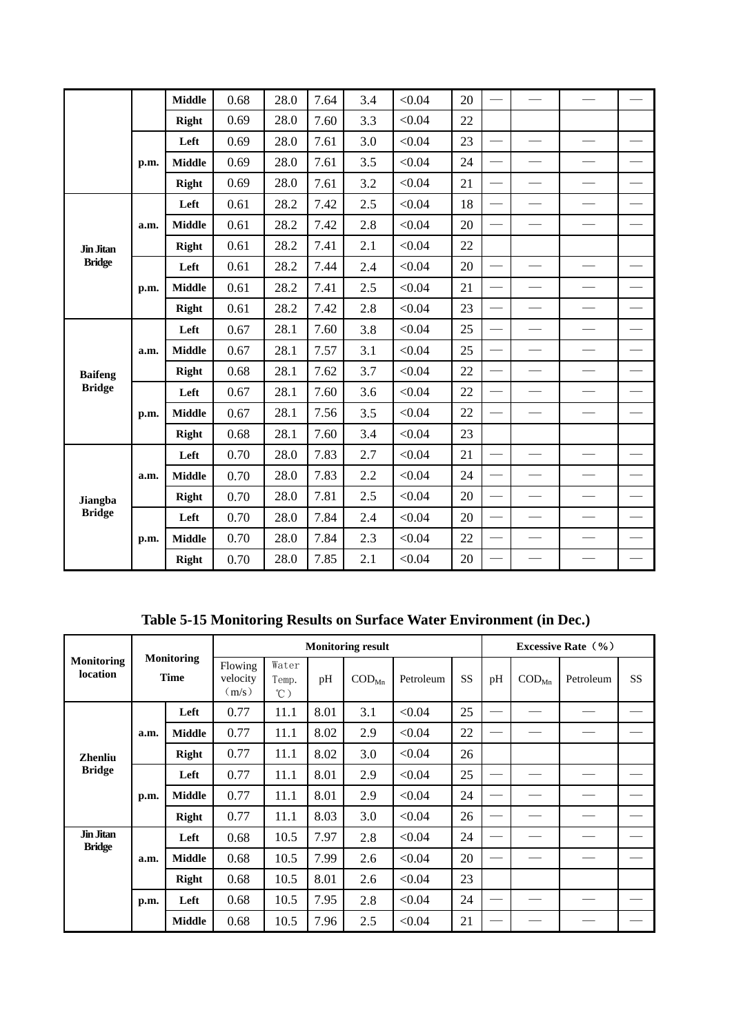| | | Middle | 0.68 | 28.0 | 7.64 | 3.4 | <0.04 | 20 | — | — | — | — |
|---|---|---|---|---|---|---|---|---|---|---|---|---|
| | | Right | 0.69 | 28.0 | 7.60 | 3.3 | <0.04 | 22 | | | | |
| | p.m. | Left | 0.69 | 28.0 | 7.61 | 3.0 | <0.04 | 23 | — | — | — | — |
| | | Middle | 0.69 | 28.0 | 7.61 | 3.5 | <0.04 | 24 | — | — | — | — |
| | | Right | 0.69 | 28.0 | 7.61 | 3.2 | <0.04 | 21 | — | — | — | — |
| Jin Jitan Bridge | a.m. | Left | 0.61 | 28.2 | 7.42 | 2.5 | <0.04 | 18 | — | — | — | — |
| | | Middle | 0.61 | 28.2 | 7.42 | 2.8 | <0.04 | 20 | — | — | — | — |
| | | Right | 0.61 | 28.2 | 7.41 | 2.1 | <0.04 | 22 | | | | |
| | p.m. | Left | 0.61 | 28.2 | 7.44 | 2.4 | <0.04 | 20 | — | — | — | — |
| | | Middle | 0.61 | 28.2 | 7.41 | 2.5 | <0.04 | 21 | — | — | — | — |
| | | Right | 0.61 | 28.2 | 7.42 | 2.8 | <0.04 | 23 | — | — | — | — |
| Baifeng Bridge | a.m. | Left | 0.67 | 28.1 | 7.60 | 3.8 | <0.04 | 25 | — | — | — | — |
| | | Middle | 0.67 | 28.1 | 7.57 | 3.1 | <0.04 | 25 | — | — | — | — |
| | | Right | 0.68 | 28.1 | 7.62 | 3.7 | <0.04 | 22 | — | — | — | — |
| | p.m. | Left | 0.67 | 28.1 | 7.60 | 3.6 | <0.04 | 22 | — | — | — | — |
| | | Middle | 0.67 | 28.1 | 7.56 | 3.5 | <0.04 | 22 | — | — | — | — |
| | | Right | 0.68 | 28.1 | 7.60 | 3.4 | <0.04 | 23 | | | | |
| Jiangba Bridge | a.m. | Left | 0.70 | 28.0 | 7.83 | 2.7 | <0.04 | 21 | — | — | — | — |
| | | Middle | 0.70 | 28.0 | 7.83 | 2.2 | <0.04 | 24 | — | — | — | — |
| | | Right | 0.70 | 28.0 | 7.81 | 2.5 | <0.04 | 20 | — | — | — | — |
| | p.m. | Left | 0.70 | 28.0 | 7.84 | 2.4 | <0.04 | 20 | — | — | — | — |
| | | Middle | 0.70 | 28.0 | 7.84 | 2.3 | <0.04 | 22 | — | — | — | — |
| | | Right | 0.70 | 28.0 | 7.85 | 2.1 | <0.04 | 20 | — | — | — | — |

**Table 5-15 Monitoring Results on Surface Water Environment (in Dec.)**

| Monitoring location | Monitoring Time | | Monitoring result | | | | | | Excessive Rate（%） | | | |
|---|---|---|---|---|---|---|---|---|---|---|---|---|
| | | | Flowing velocity（m/s） | Water Temp. ℃） | pH | $COD_{Mn}$ | Petroleum | SS | pH | $COD_{Mn}$ | Petroleum | SS |
| Zhenliu Bridge | a.m. | Left | 0.77 | 11.1 | 8.01 | 3.1 | <0.04 | 25 | — | — | — | — |
| | | Middle | 0.77 | 11.1 | 8.02 | 2.9 | <0.04 | 22 | — | — | — | — |
| | | Right | 0.77 | 11.1 | 8.02 | 3.0 | <0.04 | 26 | | | | |
| | p.m. | Left | 0.77 | 11.1 | 8.01 | 2.9 | <0.04 | 25 | — | — | — | — |
| | | Middle | 0.77 | 11.1 | 8.01 | 2.9 | <0.04 | 24 | — | — | — | — |
| | | Right | 0.77 | 11.1 | 8.03 | 3.0 | <0.04 | 26 | — | — | — | — |
| Jin Jitan Bridge | a.m. | Left | 0.68 | 10.5 | 7.97 | 2.8 | <0.04 | 24 | — | — | — | — |
| | | Middle | 0.68 | 10.5 | 7.99 | 2.6 | <0.04 | 20 | — | — | — | — |
| | | Right | 0.68 | 10.5 | 8.01 | 2.6 | <0.04 | 23 | | | | |
| | p.m. | Left | 0.68 | 10.5 | 7.95 | 2.8 | <0.04 | 24 | — | — | — | — |
| | | Middle | 0.68 | 10.5 | 7.96 | 2.5 | <0.04 | 21 | — | — | — | — |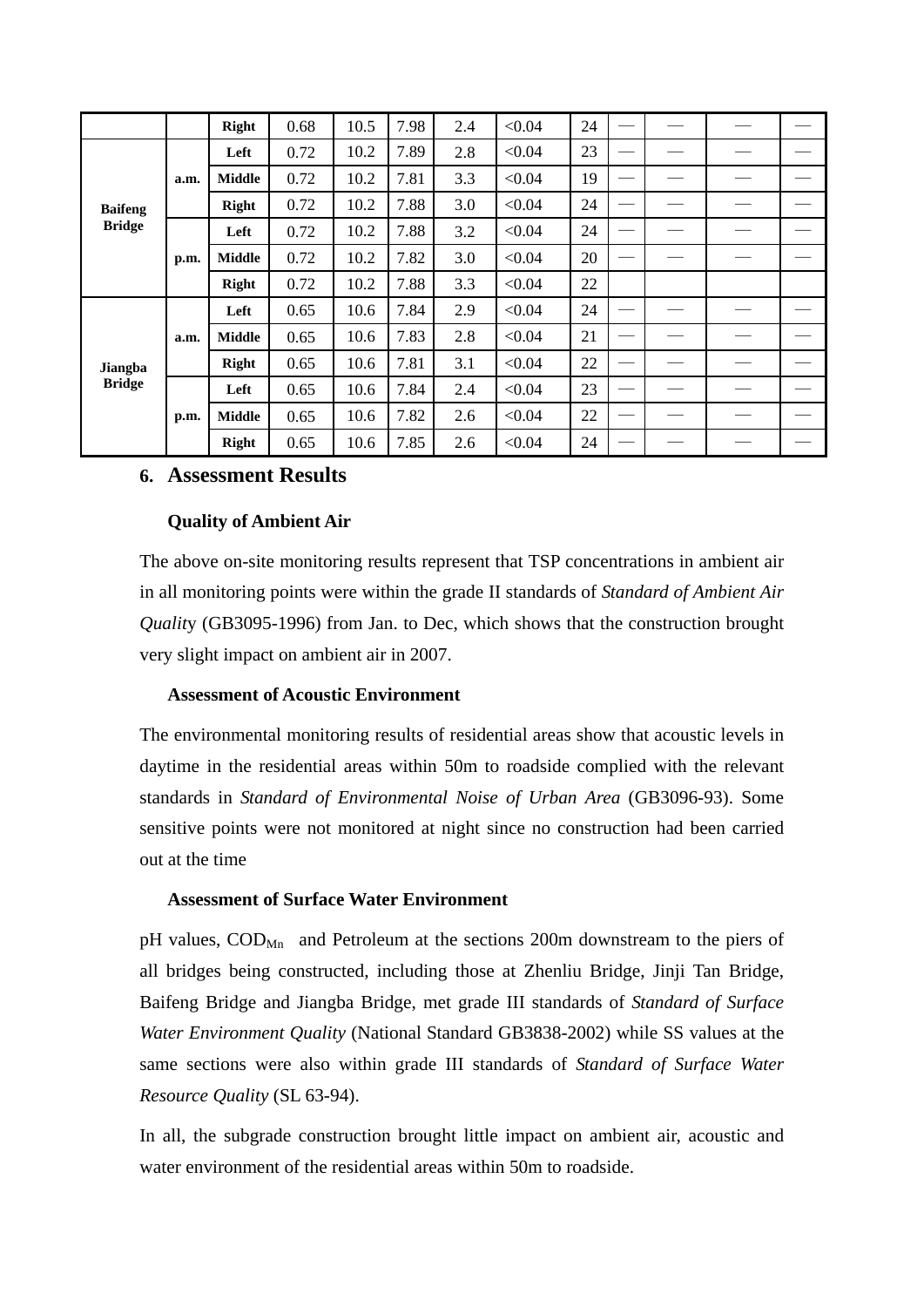| | | | | | | | | | | | | |
|---|---|---|---|---|---|---|---|---|---|---|---|---|
| | | **Right** | 0.68 | 10.5 | 7.98 | 2.4 | <0.04 | 24 | — | — | — | — |
| **Baifeng Bridge** | **a.m.** | **Left** | 0.72 | 10.2 | 7.89 | 2.8 | <0.04 | 23 | — | — | — | — |
| | | **Middle** | 0.72 | 10.2 | 7.81 | 3.3 | <0.04 | 19 | — | — | — | — |
| | | **Right** | 0.72 | 10.2 | 7.88 | 3.0 | <0.04 | 24 | — | — | — | — |
| | **p.m.** | **Left** | 0.72 | 10.2 | 7.88 | 3.2 | <0.04 | 24 | — | — | — | — |
| | | **Middle** | 0.72 | 10.2 | 7.82 | 3.0 | <0.04 | 20 | — | — | — | — |
| | | **Right** | 0.72 | 10.2 | 7.88 | 3.3 | <0.04 | 22 | | | | |
| **Jiangba Bridge** | **a.m.** | **Left** | 0.65 | 10.6 | 7.84 | 2.9 | <0.04 | 24 | — | — | — | — |
| | | **Middle** | 0.65 | 10.6 | 7.83 | 2.8 | <0.04 | 21 | — | — | — | — |
| | | **Right** | 0.65 | 10.6 | 7.81 | 3.1 | <0.04 | 22 | — | — | — | — |
| | **p.m.** | **Left** | 0.65 | 10.6 | 7.84 | 2.4 | <0.04 | 23 | — | — | — | — |
| | | **Middle** | 0.65 | 10.6 | 7.82 | 2.6 | <0.04 | 22 | — | — | — | — |
| | | **Right** | 0.65 | 10.6 | 7.85 | 2.6 | <0.04 | 24 | — | — | — | — |

## 6. Assessment Results

**Quality of Ambient Air**

The above on-site monitoring results represent that TSP concentrations in ambient air in all monitoring points were within the grade II standards of *Standard of Ambient Air Quality* (GB3095-1996) from Jan. to Dec, which shows that the construction brought very slight impact on ambient air in 2007.

**Assessment of Acoustic Environment**

The environmental monitoring results of residential areas show that acoustic levels in daytime in the residential areas within 50m to roadside complied with the relevant standards in *Standard of Environmental Noise of Urban Area* (GB3096-93). Some sensitive points were not monitored at night since no construction had been carried out at the time

**Assessment of Surface Water Environment**

pH values, $COD_{Mn}$ and Petroleum at the sections 200m downstream to the piers of all bridges being constructed, including those at Zhenliu Bridge, Jinji Tan Bridge, Baifeng Bridge and Jiangba Bridge, met grade III standards of *Standard of Surface Water Environment Quality* (National Standard GB3838-2002) while SS values at the same sections were also within grade III standards of *Standard of Surface Water Resource Quality* (SL 63-94).

In all, the subgrade construction brought little impact on ambient air, acoustic and water environment of the residential areas within 50m to roadside.